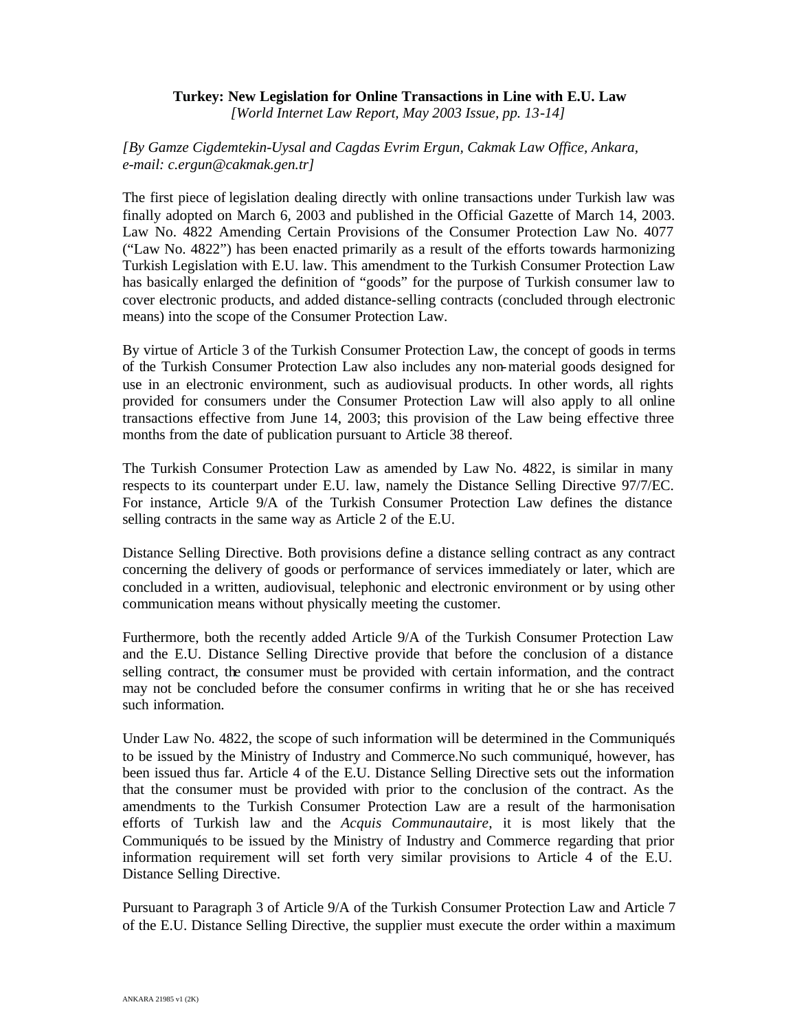**Turkey: New Legislation for Online Transactions in Line with E.U. Law**
*[World Internet Law Report, May 2003 Issue, pp. 13-14]*

*[By Gamze Cigdemtekin-Uysal and Cagdas Evrim Ergun, Cakmak Law Office, Ankara, e-mail: c.ergun@cakmak.gen.tr]*

The first piece of legislation dealing directly with online transactions under Turkish law was finally adopted on March 6, 2003 and published in the Official Gazette of March 14, 2003. Law No. 4822 Amending Certain Provisions of the Consumer Protection Law No. 4077 ("Law No. 4822") has been enacted primarily as a result of the efforts towards harmonizing Turkish Legislation with E.U. law. This amendment to the Turkish Consumer Protection Law has basically enlarged the definition of "goods" for the purpose of Turkish consumer law to cover electronic products, and added distance-selling contracts (concluded through electronic means) into the scope of the Consumer Protection Law.

By virtue of Article 3 of the Turkish Consumer Protection Law, the concept of goods in terms of the Turkish Consumer Protection Law also includes any non-material goods designed for use in an electronic environment, such as audiovisual products. In other words, all rights provided for consumers under the Consumer Protection Law will also apply to all online transactions effective from June 14, 2003; this provision of the Law being effective three months from the date of publication pursuant to Article 38 thereof.

The Turkish Consumer Protection Law as amended by Law No. 4822, is similar in many respects to its counterpart under E.U. law, namely the Distance Selling Directive 97/7/EC. For instance, Article 9/A of the Turkish Consumer Protection Law defines the distance selling contracts in the same way as Article 2 of the E.U.

Distance Selling Directive. Both provisions define a distance selling contract as any contract concerning the delivery of goods or performance of services immediately or later, which are concluded in a written, audiovisual, telephonic and electronic environment or by using other communication means without physically meeting the customer.

Furthermore, both the recently added Article 9/A of the Turkish Consumer Protection Law and the E.U. Distance Selling Directive provide that before the conclusion of a distance selling contract, the consumer must be provided with certain information, and the contract may not be concluded before the consumer confirms in writing that he or she has received such information.

Under Law No. 4822, the scope of such information will be determined in the Communiqués to be issued by the Ministry of Industry and Commerce.No such communiqué, however, has been issued thus far. Article 4 of the E.U. Distance Selling Directive sets out the information that the consumer must be provided with prior to the conclusion of the contract. As the amendments to the Turkish Consumer Protection Law are a result of the harmonisation efforts of Turkish law and the *Acquis Communautaire*, it is most likely that the Communiqués to be issued by the Ministry of Industry and Commerce regarding that prior information requirement will set forth very similar provisions to Article 4 of the E.U. Distance Selling Directive.

Pursuant to Paragraph 3 of Article 9/A of the Turkish Consumer Protection Law and Article 7 of the E.U. Distance Selling Directive, the supplier must execute the order within a maximum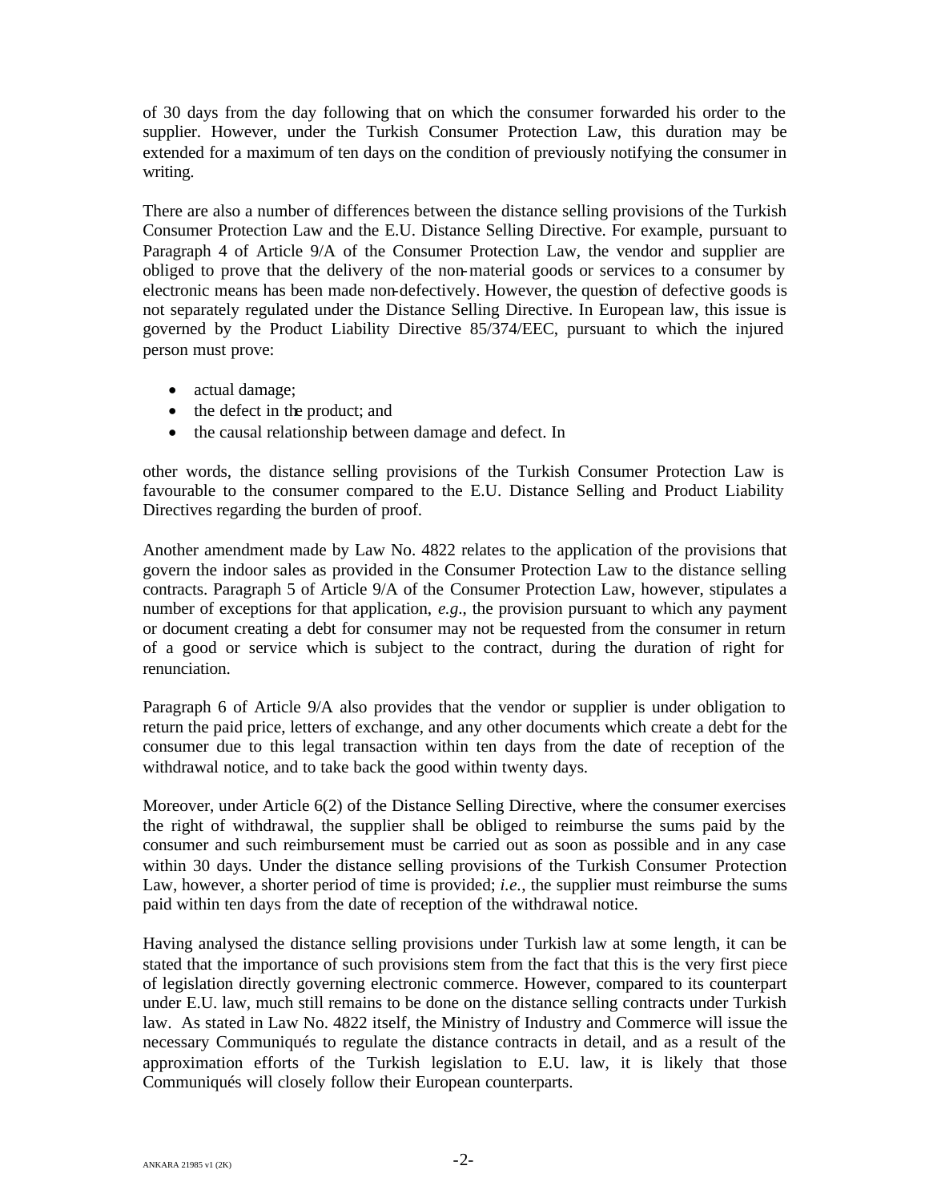of 30 days from the day following that on which the consumer forwarded his order to the supplier. However, under the Turkish Consumer Protection Law, this duration may be extended for a maximum of ten days on the condition of previously notifying the consumer in writing.

There are also a number of differences between the distance selling provisions of the Turkish Consumer Protection Law and the E.U. Distance Selling Directive. For example, pursuant to Paragraph 4 of Article 9/A of the Consumer Protection Law, the vendor and supplier are obliged to prove that the delivery of the non-material goods or services to a consumer by electronic means has been made non-defectively. However, the question of defective goods is not separately regulated under the Distance Selling Directive. In European law, this issue is governed by the Product Liability Directive 85/374/EEC, pursuant to which the injured person must prove:

- actual damage;
- the defect in the product; and
- the causal relationship between damage and defect. In

other words, the distance selling provisions of the Turkish Consumer Protection Law is favourable to the consumer compared to the E.U. Distance Selling and Product Liability Directives regarding the burden of proof.

Another amendment made by Law No. 4822 relates to the application of the provisions that govern the indoor sales as provided in the Consumer Protection Law to the distance selling contracts. Paragraph 5 of Article 9/A of the Consumer Protection Law, however, stipulates a number of exceptions for that application, *e.g.*, the provision pursuant to which any payment or document creating a debt for consumer may not be requested from the consumer in return of a good or service which is subject to the contract, during the duration of right for renunciation.

Paragraph 6 of Article 9/A also provides that the vendor or supplier is under obligation to return the paid price, letters of exchange, and any other documents which create a debt for the consumer due to this legal transaction within ten days from the date of reception of the withdrawal notice, and to take back the good within twenty days.

Moreover, under Article 6(2) of the Distance Selling Directive, where the consumer exercises the right of withdrawal, the supplier shall be obliged to reimburse the sums paid by the consumer and such reimbursement must be carried out as soon as possible and in any case within 30 days. Under the distance selling provisions of the Turkish Consumer Protection Law, however, a shorter period of time is provided; *i.e.*, the supplier must reimburse the sums paid within ten days from the date of reception of the withdrawal notice.

Having analysed the distance selling provisions under Turkish law at some length, it can be stated that the importance of such provisions stem from the fact that this is the very first piece of legislation directly governing electronic commerce. However, compared to its counterpart under E.U. law, much still remains to be done on the distance selling contracts under Turkish law. As stated in Law No. 4822 itself, the Ministry of Industry and Commerce will issue the necessary Communiqués to regulate the distance contracts in detail, and as a result of the approximation efforts of the Turkish legislation to E.U. law, it is likely that those Communiqués will closely follow their European counterparts.

ANKARA 21985 v1 (2K)